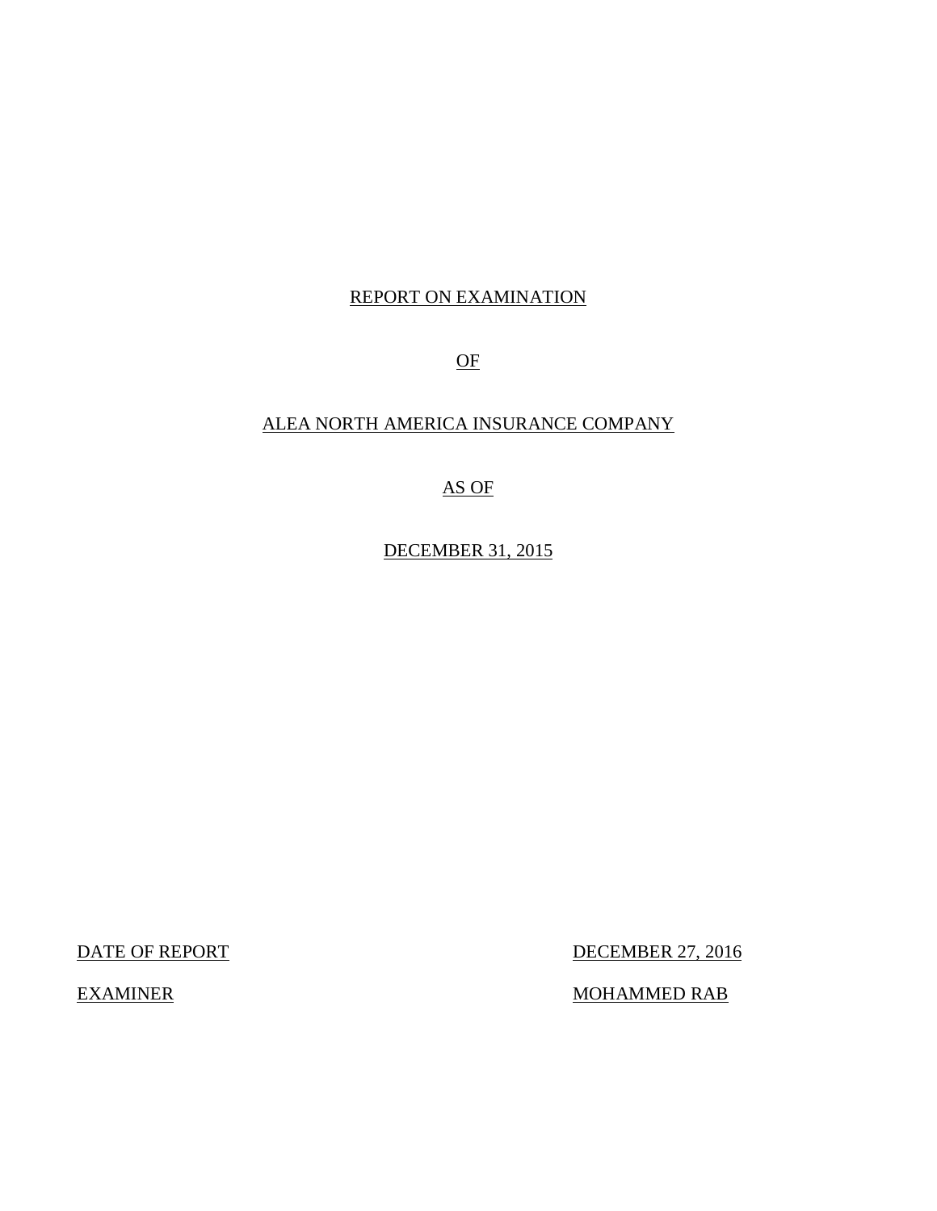REPORT ON EXAMINATION

OF

ALEA NORTH AMERICA INSURANCE COMPANY

AS OF

DECEMBER 31, 2015

| | |
|---|---|
| DATE OF REPORT | DECEMBER 27, 2016 |
| EXAMINER | MOHAMMED RAB |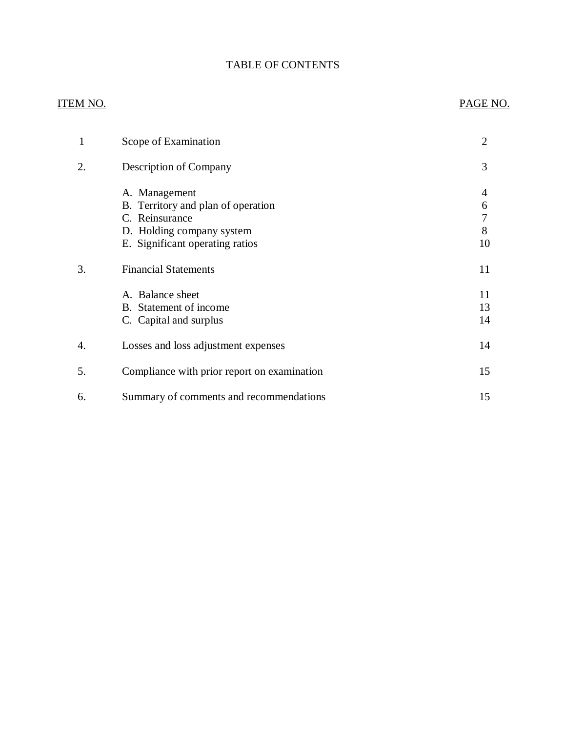# TABLE OF CONTENTS

| ITEM NO. | | PAGE NO. |
|---|---|---|
| 1 | Scope of Examination | 2 |
| 2. | Description of Company | 3 |
| | A. Management | 4 |
| | B. Territory and plan of operation | 6 |
| | C. Reinsurance | 7 |
| | D. Holding company system | 8 |
| | E. Significant operating ratios | 10 |
| 3. | Financial Statements | 11 |
| | A. Balance sheet | 11 |
| | B. Statement of income | 13 |
| | C. Capital and surplus | 14 |
| 4. | Losses and loss adjustment expenses | 14 |
| 5. | Compliance with prior report on examination | 15 |
| 6. | Summary of comments and recommendations | 15 |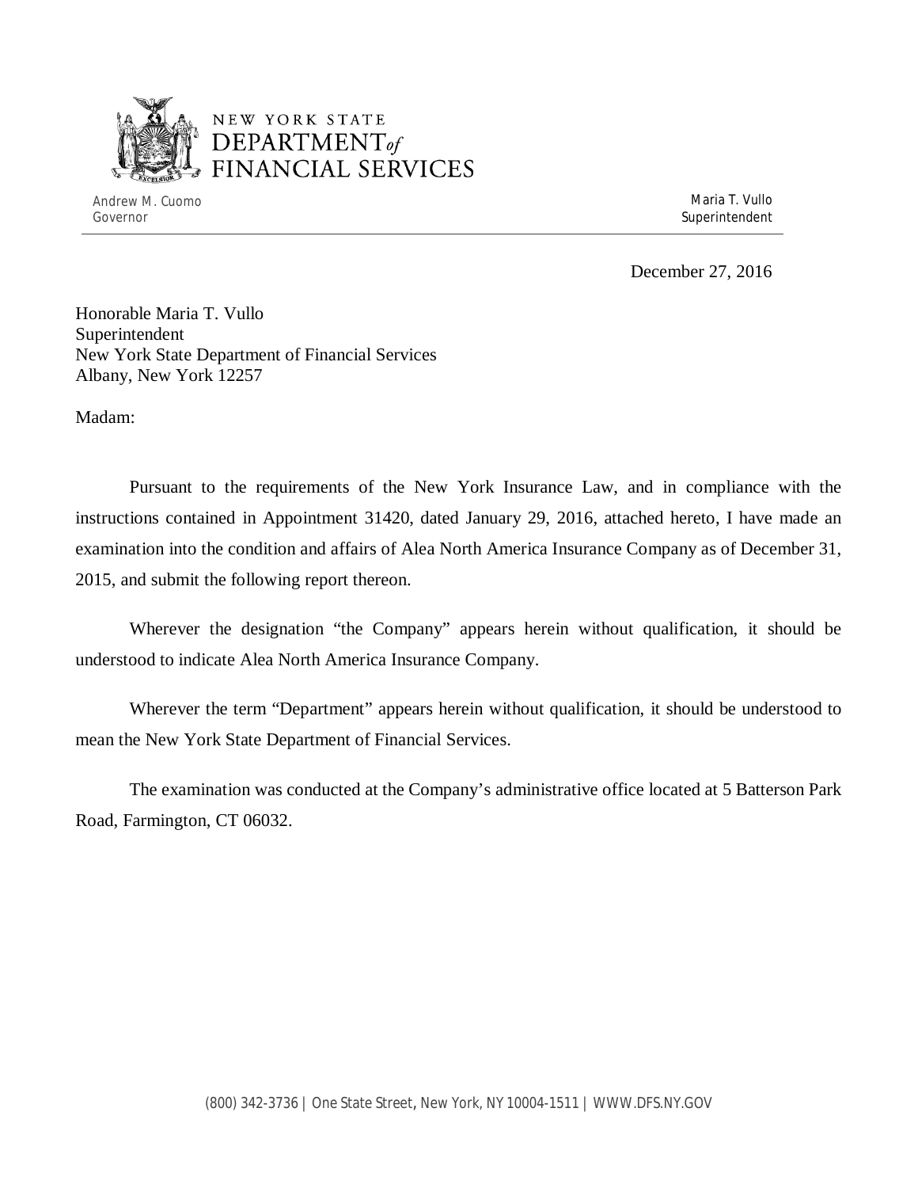NEW YORK STATE
DEPARTMENT of
FINANCIAL SERVICES

Andrew M. Cuomo
Governor

Maria T. Vullo
Superintendent

December 27, 2016

Honorable Maria T. Vullo
Superintendent
New York State Department of Financial Services
Albany, New York 12257

Madam:

Pursuant to the requirements of the New York Insurance Law, and in compliance with the instructions contained in Appointment 31420, dated January 29, 2016, attached hereto, I have made an examination into the condition and affairs of Alea North America Insurance Company as of December 31, 2015, and submit the following report thereon.

Wherever the designation "the Company" appears herein without qualification, it should be understood to indicate Alea North America Insurance Company.

Wherever the term "Department" appears herein without qualification, it should be understood to mean the New York State Department of Financial Services.

The examination was conducted at the Company's administrative office located at 5 Batterson Park Road, Farmington, CT 06032.

(800) 342-3736 | One State Street, New York, NY 10004-1511 | WWW.DFS.NY.GOV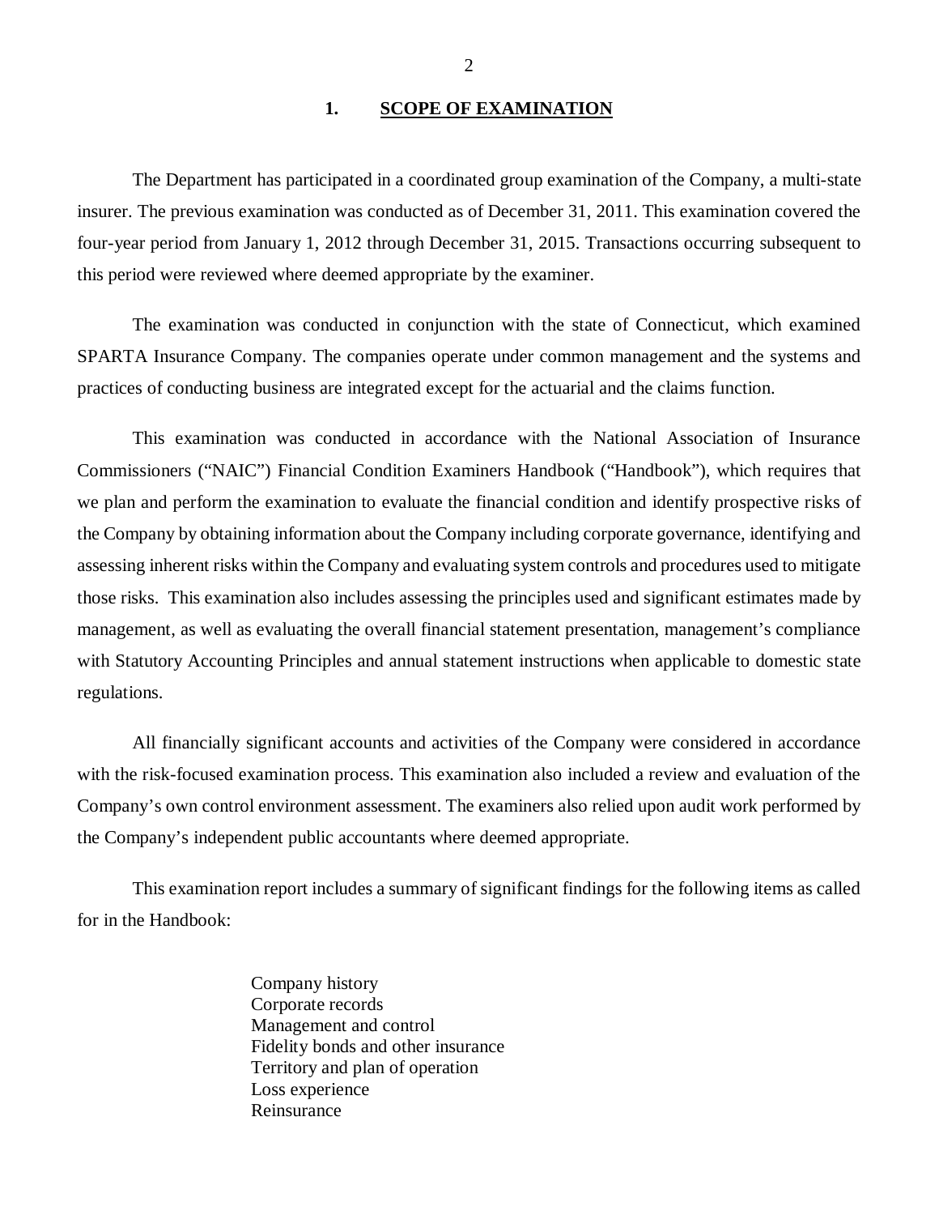## 1. SCOPE OF EXAMINATION

The Department has participated in a coordinated group examination of the Company, a multi-state insurer. The previous examination was conducted as of December 31, 2011. This examination covered the four-year period from January 1, 2012 through December 31, 2015. Transactions occurring subsequent to this period were reviewed where deemed appropriate by the examiner.

The examination was conducted in conjunction with the state of Connecticut, which examined SPARTA Insurance Company. The companies operate under common management and the systems and practices of conducting business are integrated except for the actuarial and the claims function.

This examination was conducted in accordance with the National Association of Insurance Commissioners ("NAIC") Financial Condition Examiners Handbook ("Handbook"), which requires that we plan and perform the examination to evaluate the financial condition and identify prospective risks of the Company by obtaining information about the Company including corporate governance, identifying and assessing inherent risks within the Company and evaluating system controls and procedures used to mitigate those risks. This examination also includes assessing the principles used and significant estimates made by management, as well as evaluating the overall financial statement presentation, management's compliance with Statutory Accounting Principles and annual statement instructions when applicable to domestic state regulations.

All financially significant accounts and activities of the Company were considered in accordance with the risk-focused examination process. This examination also included a review and evaluation of the Company's own control environment assessment. The examiners also relied upon audit work performed by the Company's independent public accountants where deemed appropriate.

This examination report includes a summary of significant findings for the following items as called for in the Handbook:

- Company history
- Corporate records
- Management and control
- Fidelity bonds and other insurance
- Territory and plan of operation
- Loss experience
- Reinsurance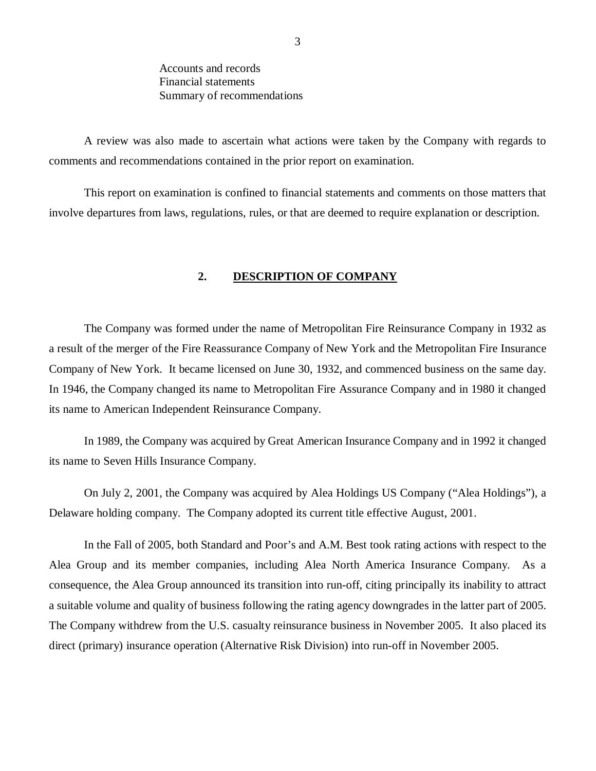Accounts and records
Financial statements
Summary of recommendations

A review was also made to ascertain what actions were taken by the Company with regards to comments and recommendations contained in the prior report on examination.

This report on examination is confined to financial statements and comments on those matters that involve departures from laws, regulations, rules, or that are deemed to require explanation or description.

## 2. DESCRIPTION OF COMPANY

The Company was formed under the name of Metropolitan Fire Reinsurance Company in 1932 as a result of the merger of the Fire Reassurance Company of New York and the Metropolitan Fire Insurance Company of New York. It became licensed on June 30, 1932, and commenced business on the same day. In 1946, the Company changed its name to Metropolitan Fire Assurance Company and in 1980 it changed its name to American Independent Reinsurance Company.

In 1989, the Company was acquired by Great American Insurance Company and in 1992 it changed its name to Seven Hills Insurance Company.

On July 2, 2001, the Company was acquired by Alea Holdings US Company ("Alea Holdings"), a Delaware holding company. The Company adopted its current title effective August, 2001.

In the Fall of 2005, both Standard and Poor's and A.M. Best took rating actions with respect to the Alea Group and its member companies, including Alea North America Insurance Company. As a consequence, the Alea Group announced its transition into run-off, citing principally its inability to attract a suitable volume and quality of business following the rating agency downgrades in the latter part of 2005. The Company withdrew from the U.S. casualty reinsurance business in November 2005. It also placed its direct (primary) insurance operation (Alternative Risk Division) into run-off in November 2005.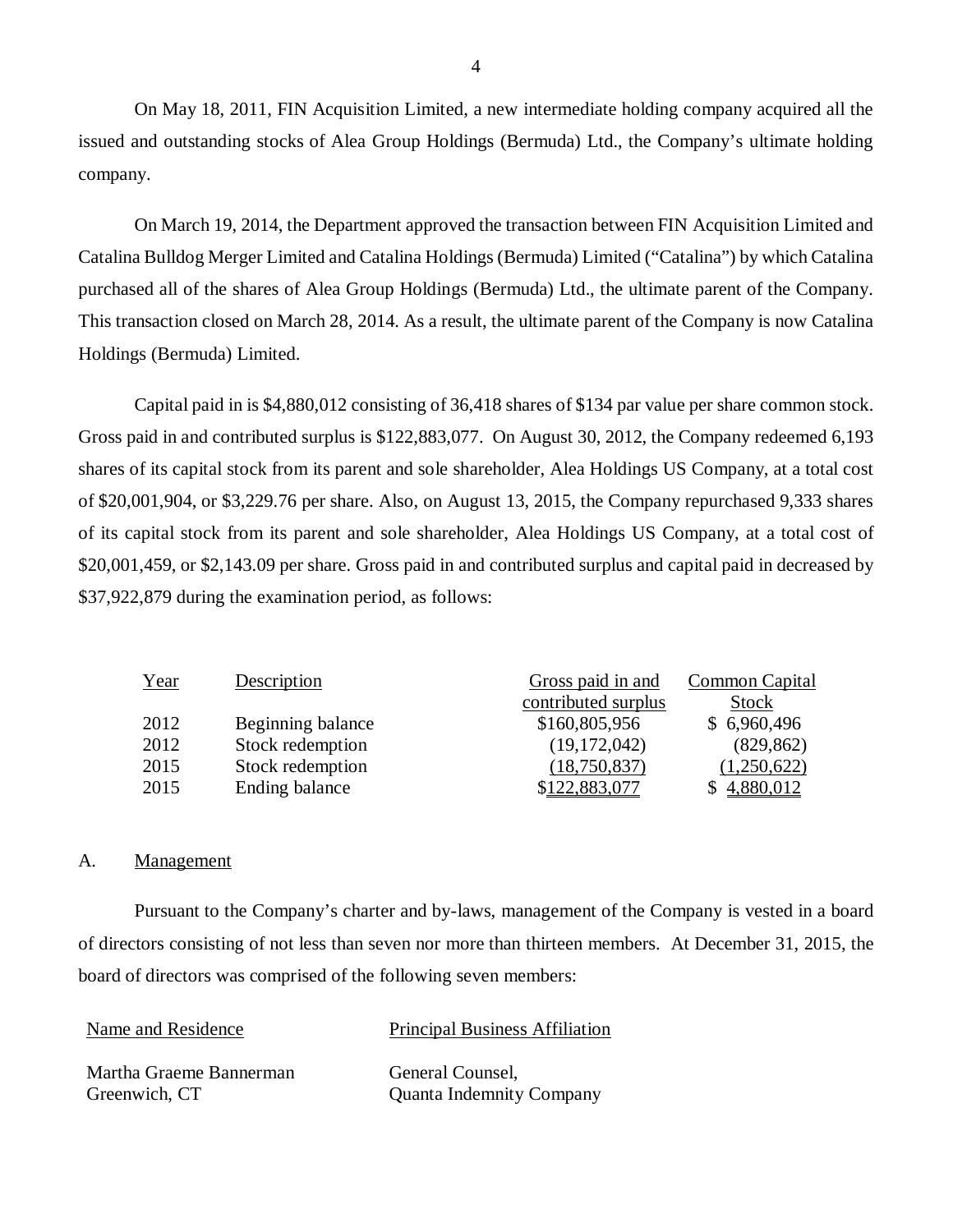On May 18, 2011, FIN Acquisition Limited, a new intermediate holding company acquired all the issued and outstanding stocks of Alea Group Holdings (Bermuda) Ltd., the Company's ultimate holding company.

On March 19, 2014, the Department approved the transaction between FIN Acquisition Limited and Catalina Bulldog Merger Limited and Catalina Holdings (Bermuda) Limited ("Catalina") by which Catalina purchased all of the shares of Alea Group Holdings (Bermuda) Ltd., the ultimate parent of the Company. This transaction closed on March 28, 2014. As a result, the ultimate parent of the Company is now Catalina Holdings (Bermuda) Limited.

Capital paid in is $4,880,012 consisting of 36,418 shares of $134 par value per share common stock. Gross paid in and contributed surplus is $122,883,077. On August 30, 2012, the Company redeemed 6,193 shares of its capital stock from its parent and sole shareholder, Alea Holdings US Company, at a total cost of $20,001,904, or $3,229.76 per share. Also, on August 13, 2015, the Company repurchased 9,333 shares of its capital stock from its parent and sole shareholder, Alea Holdings US Company, at a total cost of $20,001,459, or $2,143.09 per share. Gross paid in and contributed surplus and capital paid in decreased by $37,922,879 during the examination period, as follows:

| Year | Description | Gross paid in and contributed surplus | Common Capital Stock |
|---|---|---|---|
| 2012 | Beginning balance | $160,805,956 | $ 6,960,496 |
| 2012 | Stock redemption | (19,172,042) | (829,862) |
| 2015 | Stock redemption | (18,750,837) | (1,250,622) |
| 2015 | Ending balance | $122,883,077 | $ 4,880,012 |

## A. Management

Pursuant to the Company's charter and by-laws, management of the Company is vested in a board of directors consisting of not less than seven nor more than thirteen members. At December 31, 2015, the board of directors was comprised of the following seven members:

| Name and Residence | Principal Business Affiliation |
|---|---|
| Martha Graeme Bannerman<br>Greenwich, CT | General Counsel,<br>Quanta Indemnity Company |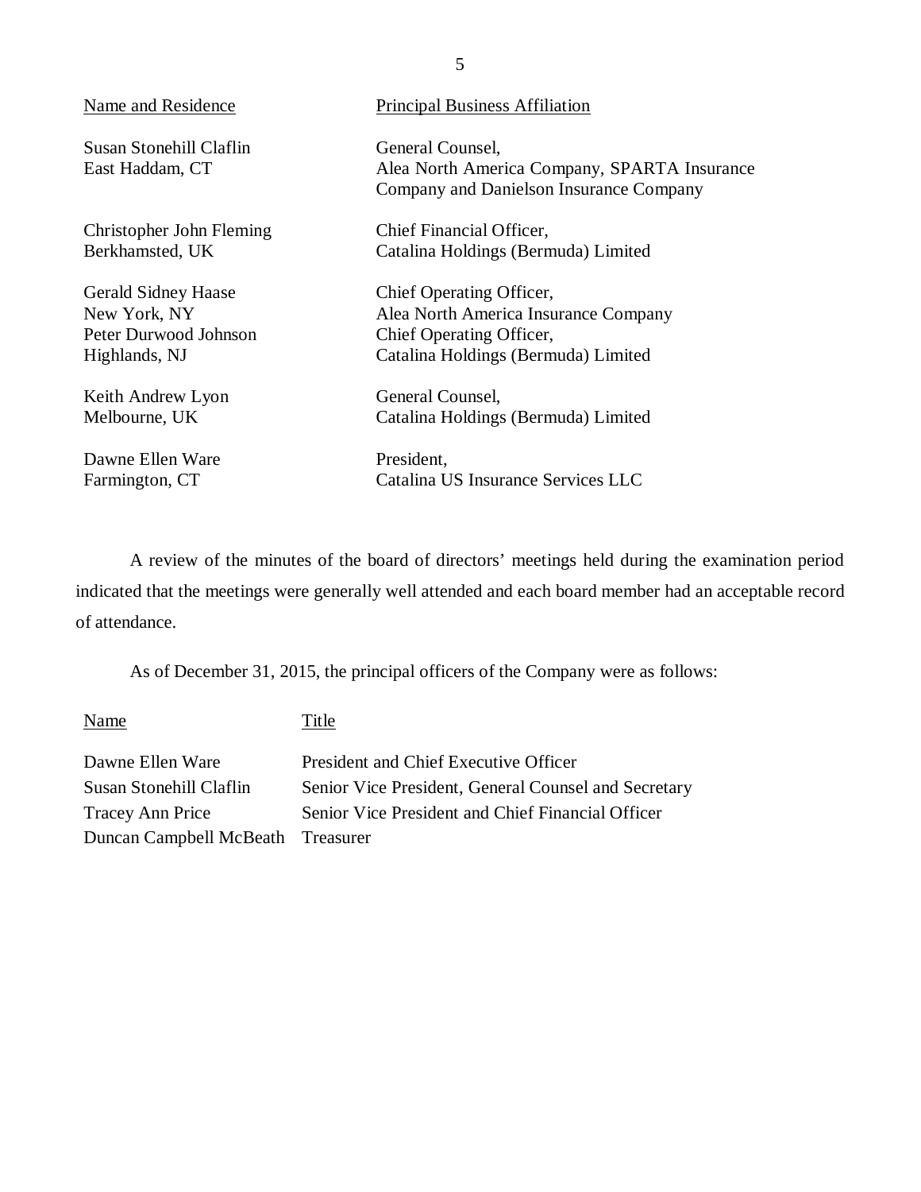| Name and Residence | Principal Business Affiliation |
| --- | --- |
| Susan Stonehill Claflin<br>East Haddam, CT | General Counsel,<br>Alea North America Company, SPARTA Insurance Company and Danielson Insurance Company |
| Christopher John Fleming<br>Berkhamsted, UK | Chief Financial Officer,<br>Catalina Holdings (Bermuda) Limited |
| Gerald Sidney Haase<br>New York, NY | Chief Operating Officer,<br>Alea North America Insurance Company |
| Peter Durwood Johnson<br>Highlands, NJ | Chief Operating Officer,<br>Catalina Holdings (Bermuda) Limited |
| Keith Andrew Lyon<br>Melbourne, UK | General Counsel,<br>Catalina Holdings (Bermuda) Limited |
| Dawne Ellen Ware<br>Farmington, CT | President,<br>Catalina US Insurance Services LLC |

A review of the minutes of the board of directors' meetings held during the examination period indicated that the meetings were generally well attended and each board member had an acceptable record of attendance.

As of December 31, 2015, the principal officers of the Company were as follows:

| Name | Title |
| --- | --- |
| Dawne Ellen Ware | President and Chief Executive Officer |
| Susan Stonehill Claflin | Senior Vice President, General Counsel and Secretary |
| Tracey Ann Price | Senior Vice President and Chief Financial Officer |
| Duncan Campbell McBeath | Treasurer |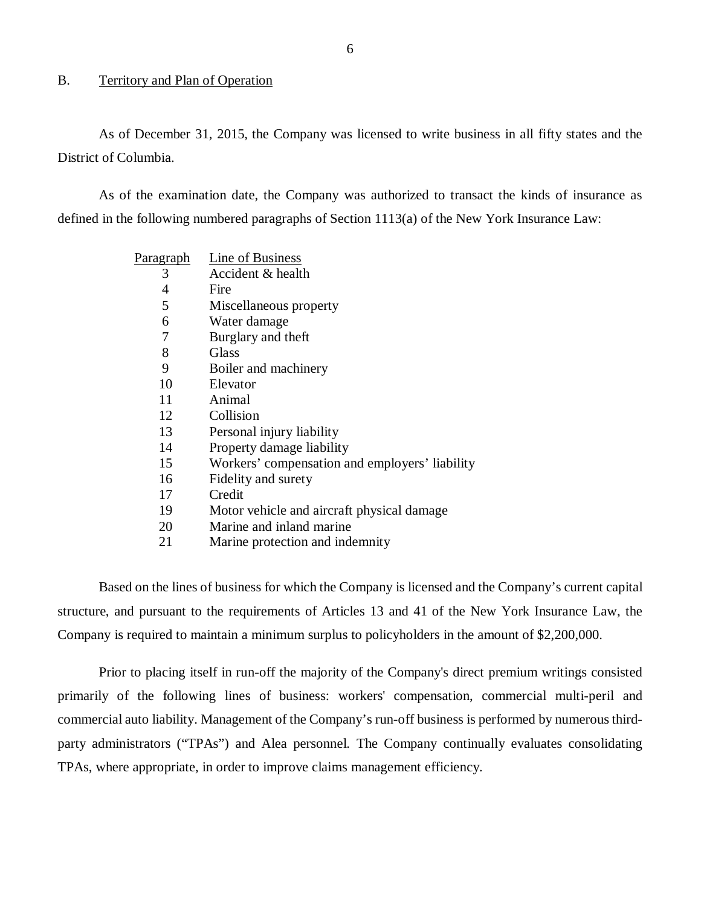## B. Territory and Plan of Operation

As of December 31, 2015, the Company was licensed to write business in all fifty states and the District of Columbia.

As of the examination date, the Company was authorized to transact the kinds of insurance as defined in the following numbered paragraphs of Section 1113(a) of the New York Insurance Law:

| Paragraph | Line of Business |
|---|---|
| 3 | Accident & health |
| 4 | Fire |
| 5 | Miscellaneous property |
| 6 | Water damage |
| 7 | Burglary and theft |
| 8 | Glass |
| 9 | Boiler and machinery |
| 10 | Elevator |
| 11 | Animal |
| 12 | Collision |
| 13 | Personal injury liability |
| 14 | Property damage liability |
| 15 | Workers' compensation and employers' liability |
| 16 | Fidelity and surety |
| 17 | Credit |
| 19 | Motor vehicle and aircraft physical damage |
| 20 | Marine and inland marine |
| 21 | Marine protection and indemnity |

Based on the lines of business for which the Company is licensed and the Company's current capital structure, and pursuant to the requirements of Articles 13 and 41 of the New York Insurance Law, the Company is required to maintain a minimum surplus to policyholders in the amount of $2,200,000.

Prior to placing itself in run-off the majority of the Company's direct premium writings consisted primarily of the following lines of business: workers' compensation, commercial multi-peril and commercial auto liability. Management of the Company's run-off business is performed by numerous third-party administrators ("TPAs") and Alea personnel. The Company continually evaluates consolidating TPAs, where appropriate, in order to improve claims management efficiency.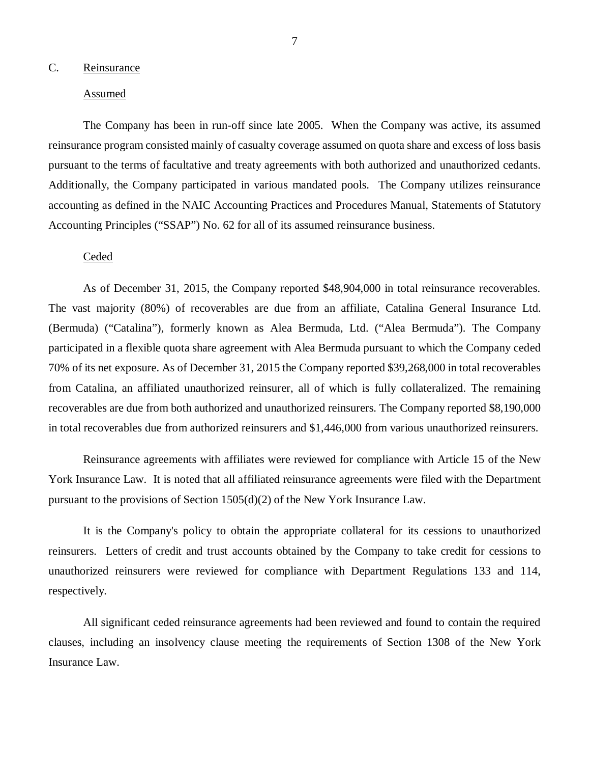## C. Reinsurance

### Assumed

The Company has been in run-off since late 2005. When the Company was active, its assumed reinsurance program consisted mainly of casualty coverage assumed on quota share and excess of loss basis pursuant to the terms of facultative and treaty agreements with both authorized and unauthorized cedants. Additionally, the Company participated in various mandated pools. The Company utilizes reinsurance accounting as defined in the NAIC Accounting Practices and Procedures Manual, Statements of Statutory Accounting Principles ("SSAP") No. 62 for all of its assumed reinsurance business.

### Ceded

As of December 31, 2015, the Company reported $48,904,000 in total reinsurance recoverables. The vast majority (80%) of recoverables are due from an affiliate, Catalina General Insurance Ltd. (Bermuda) ("Catalina"), formerly known as Alea Bermuda, Ltd. ("Alea Bermuda"). The Company participated in a flexible quota share agreement with Alea Bermuda pursuant to which the Company ceded 70% of its net exposure. As of December 31, 2015 the Company reported $39,268,000 in total recoverables from Catalina, an affiliated unauthorized reinsurer, all of which is fully collateralized. The remaining recoverables are due from both authorized and unauthorized reinsurers. The Company reported $8,190,000 in total recoverables due from authorized reinsurers and $1,446,000 from various unauthorized reinsurers.

Reinsurance agreements with affiliates were reviewed for compliance with Article 15 of the New York Insurance Law. It is noted that all affiliated reinsurance agreements were filed with the Department pursuant to the provisions of Section 1505(d)(2) of the New York Insurance Law.

It is the Company's policy to obtain the appropriate collateral for its cessions to unauthorized reinsurers. Letters of credit and trust accounts obtained by the Company to take credit for cessions to unauthorized reinsurers were reviewed for compliance with Department Regulations 133 and 114, respectively.

All significant ceded reinsurance agreements had been reviewed and found to contain the required clauses, including an insolvency clause meeting the requirements of Section 1308 of the New York Insurance Law.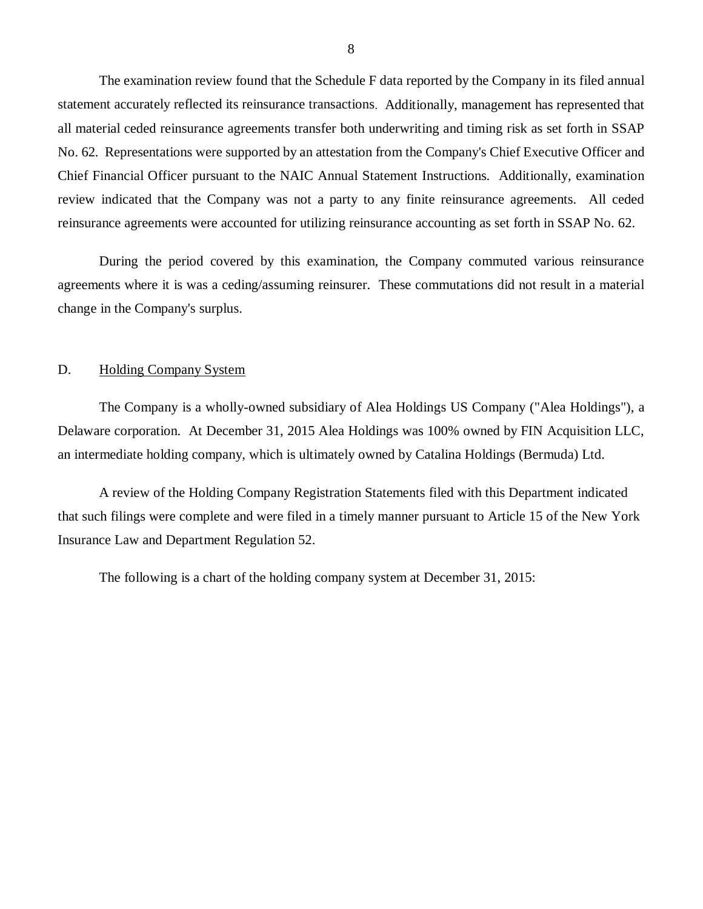The examination review found that the Schedule F data reported by the Company in its filed annual statement accurately reflected its reinsurance transactions. Additionally, management has represented that all material ceded reinsurance agreements transfer both underwriting and timing risk as set forth in SSAP No. 62. Representations were supported by an attestation from the Company's Chief Executive Officer and Chief Financial Officer pursuant to the NAIC Annual Statement Instructions. Additionally, examination review indicated that the Company was not a party to any finite reinsurance agreements. All ceded reinsurance agreements were accounted for utilizing reinsurance accounting as set forth in SSAP No. 62.

During the period covered by this examination, the Company commuted various reinsurance agreements where it is was a ceding/assuming reinsurer. These commutations did not result in a material change in the Company's surplus.

## D. Holding Company System

The Company is a wholly-owned subsidiary of Alea Holdings US Company ("Alea Holdings"), a Delaware corporation. At December 31, 2015 Alea Holdings was 100% owned by FIN Acquisition LLC, an intermediate holding company, which is ultimately owned by Catalina Holdings (Bermuda) Ltd.

A review of the Holding Company Registration Statements filed with this Department indicated that such filings were complete and were filed in a timely manner pursuant to Article 15 of the New York Insurance Law and Department Regulation 52.

The following is a chart of the holding company system at December 31, 2015: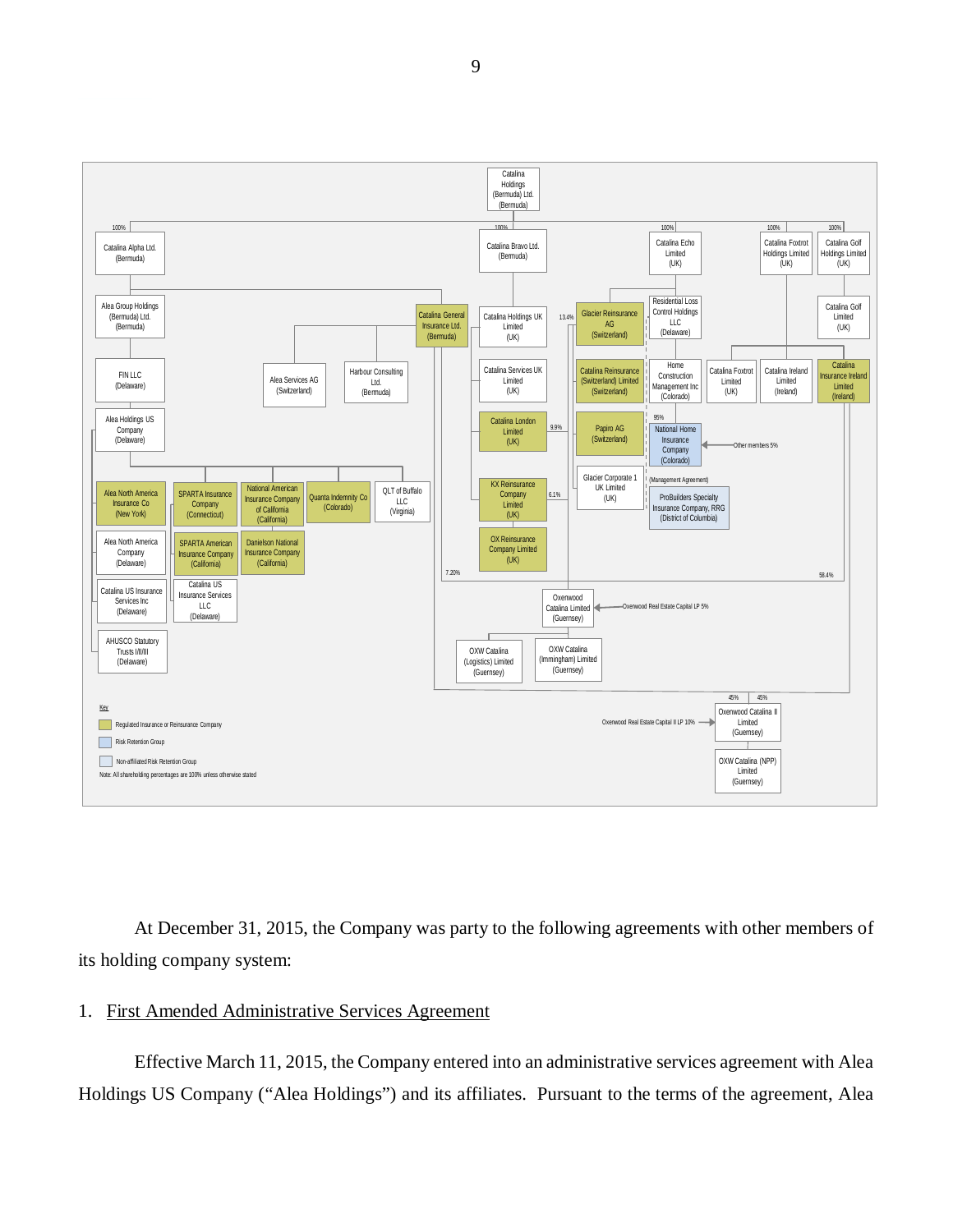Catalina Holdings (Bermuda) Ltd. (Bermuda)

- 100% Catalina Alpha Ltd. (Bermuda)
  - Alea Group Holdings (Bermuda) Ltd. (Bermuda)
    - FIN LLC (Delaware)
    - Alea Holdings US Company (Delaware)
      - Alea North America Insurance Co (New York)
      - SPARTA Insurance Company (Connecticut)
      - National American Insurance Company of California (California)
      - Quanta Indemnity Co (Colorado)
      - QLT of Buffalo LLC (Virginia)
      - Alea North America Company (Delaware)
      - SPARTA American Insurance Company (California)
      - Danielson National Insurance Company (California)
      - Catalina US Insurance Services Inc (Delaware)
      - Catalina US Insurance Services LLC (Delaware)
      - AHUSCO Statutory Trusts I/II/III (Delaware)
  - Catalina General Insurance Ltd. (Bermuda)
  - Alea Services AG (Switzerland)
  - Harbour Consulting Ltd. (Bermuda)
- 100% Catalina Bravo Ltd. (Bermuda)
  - Catalina Holdings UK Limited (UK)
    - Catalina Services UK Limited (UK)
    - Catalina London Limited (UK)
    - KX Reinsurance Company Limited (UK)
    - OX Reinsurance Company Limited (UK)
- 100% Catalina Echo Limited (UK)
  - Glacier Reinsurance AG (Switzerland) (13.4%)
    - Catalina Reinsurance (Switzerland) Limited (Switzerland)
    - Papiro AG (Switzerland)
    - Glacier Corporate 1 UK Limited (UK)
  - Residential Loss Control Holdings LLC (Delaware)
    - Home Construction Management Inc (Colorado)
      - 95% National Home Insurance Company (Colorado) (Other members 5%)
      - (Management Agreement) ProBuilders Specialty Insurance Company, RRG (District of Columbia)
- 100% Catalina Foxtrot Holdings Limited (UK)
  - Catalina Foxtrot Limited (UK)
  - Catalina Ireland Limited (Ireland)
- 100% Catalina Golf Holdings Limited (UK)
  - Catalina Golf Limited (UK)
    - Catalina Insurance Ireland Limited (Ireland)

Oxenwood Catalina Limited (Guernsey) (7.20%, 9.9%, 6.1%, 58.4%; Oxenwood Real Estate Capital LP 5%)

- OXW Catalina (Logistics) Limited (Guernsey)
- OXW Catalina (Immingham) Limited (Guernsey)

Oxenwood Catalina II Limited (Guernsey) (45%, 45%; Oxenwood Real Estate Capital II LP 10%)

- OXW Catalina (NPP) Limited (Guernsey)

Key

- Regulated Insurance or Reinsurance Company
- Risk Retention Group
- Non-affiliated Risk Retention Group

Note: All shareholding percentages are 100% unless otherwise stated

At December 31, 2015, the Company was party to the following agreements with other members of its holding company system:

1. First Amended Administrative Services Agreement

Effective March 11, 2015, the Company entered into an administrative services agreement with Alea Holdings US Company ("Alea Holdings") and its affiliates. Pursuant to the terms of the agreement, Alea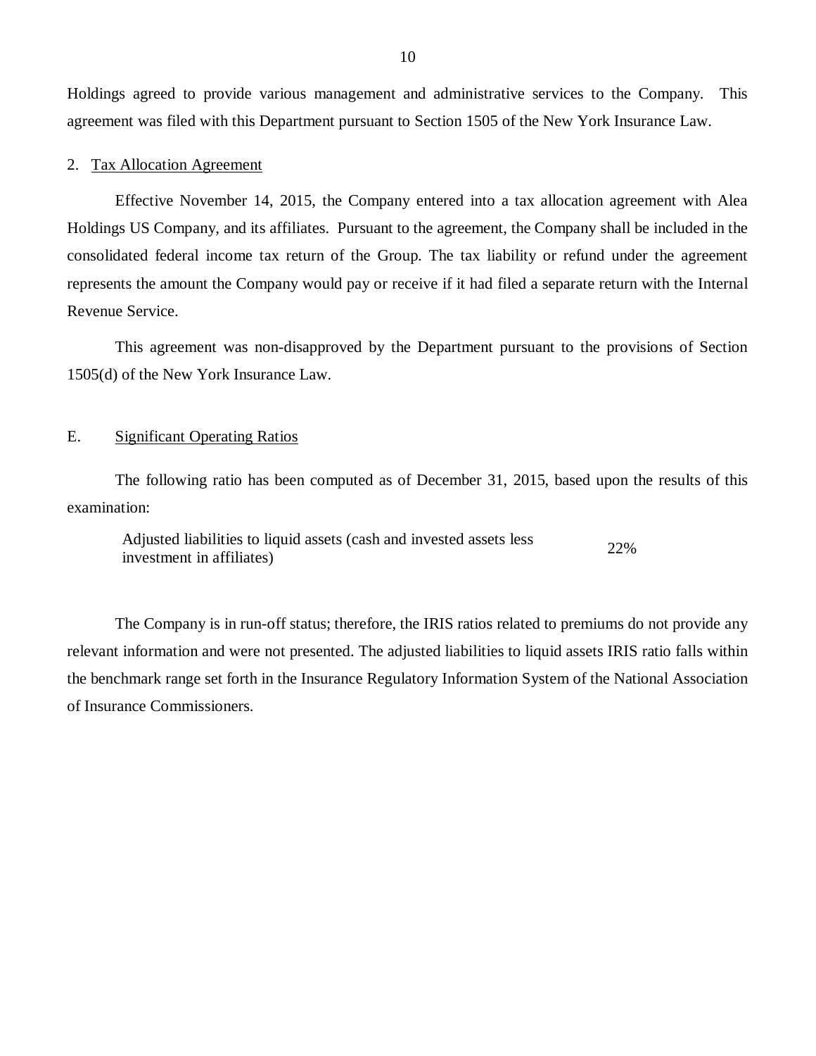Holdings agreed to provide various management and administrative services to the Company. This agreement was filed with this Department pursuant to Section 1505 of the New York Insurance Law.

2. Tax Allocation Agreement

Effective November 14, 2015, the Company entered into a tax allocation agreement with Alea Holdings US Company, and its affiliates. Pursuant to the agreement, the Company shall be included in the consolidated federal income tax return of the Group. The tax liability or refund under the agreement represents the amount the Company would pay or receive if it had filed a separate return with the Internal Revenue Service.

This agreement was non-disapproved by the Department pursuant to the provisions of Section 1505(d) of the New York Insurance Law.

## E. Significant Operating Ratios

The following ratio has been computed as of December 31, 2015, based upon the results of this examination:

| | |
|---|---|
| Adjusted liabilities to liquid assets (cash and invested assets less investment in affiliates) | 22% |

The Company is in run-off status; therefore, the IRIS ratios related to premiums do not provide any relevant information and were not presented. The adjusted liabilities to liquid assets IRIS ratio falls within the benchmark range set forth in the Insurance Regulatory Information System of the National Association of Insurance Commissioners.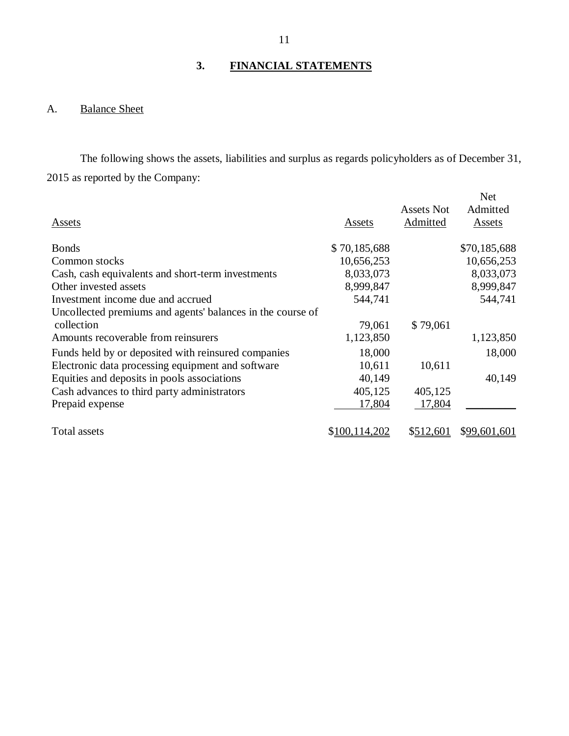## 3. FINANCIAL STATEMENTS

### A. Balance Sheet

The following shows the assets, liabilities and surplus as regards policyholders as of December 31, 2015 as reported by the Company:

| Assets | Assets | Assets Not Admitted | Net Admitted Assets |
|---|---|---|---|
| Bonds | $ 70,185,688 | | $70,185,688 |
| Common stocks | 10,656,253 | | 10,656,253 |
| Cash, cash equivalents and short-term investments | 8,033,073 | | 8,033,073 |
| Other invested assets | 8,999,847 | | 8,999,847 |
| Investment income due and accrued | 544,741 | | 544,741 |
| Uncollected premiums and agents' balances in the course of collection | 79,061 | $ 79,061 | |
| Amounts recoverable from reinsurers | 1,123,850 | | 1,123,850 |
| Funds held by or deposited with reinsured companies | 18,000 | | 18,000 |
| Electronic data processing equipment and software | 10,611 | 10,611 | |
| Equities and deposits in pools associations | 40,149 | | 40,149 |
| Cash advances to third party administrators | 405,125 | 405,125 | |
| Prepaid expense | 17,804 | 17,804 | |
| Total assets | $100,114,202 | $512,601 | $99,601,601 |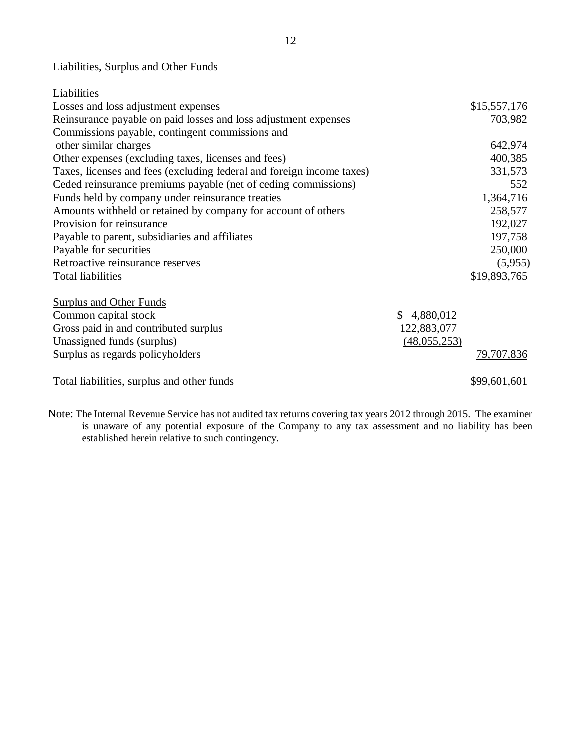Liabilities, Surplus and Other Funds

| | | |
|---|---|---|
| **Liabilities** | | |
| Losses and loss adjustment expenses | | $15,557,176 |
| Reinsurance payable on paid losses and loss adjustment expenses | | 703,982 |
| Commissions payable, contingent commissions and other similar charges | | 642,974 |
| Other expenses (excluding taxes, licenses and fees) | | 400,385 |
| Taxes, licenses and fees (excluding federal and foreign income taxes) | | 331,573 |
| Ceded reinsurance premiums payable (net of ceding commissions) | | 552 |
| Funds held by company under reinsurance treaties | | 1,364,716 |
| Amounts withheld or retained by company for account of others | | 258,577 |
| Provision for reinsurance | | 192,027 |
| Payable to parent, subsidiaries and affiliates | | 197,758 |
| Payable for securities | | 250,000 |
| Retroactive reinsurance reserves | | (5,955) |
| Total liabilities | | $19,893,765 |
| | | |
| **Surplus and Other Funds** | | |
| Common capital stock | $ 4,880,012 | |
| Gross paid in and contributed surplus | 122,883,077 | |
| Unassigned funds (surplus) | (48,055,253) | |
| Surplus as regards policyholders | | 79,707,836 |
| | | |
| Total liabilities, surplus and other funds | | $99,601,601 |

Note: The Internal Revenue Service has not audited tax returns covering tax years 2012 through 2015. The examiner is unaware of any potential exposure of the Company to any tax assessment and no liability has been established herein relative to such contingency.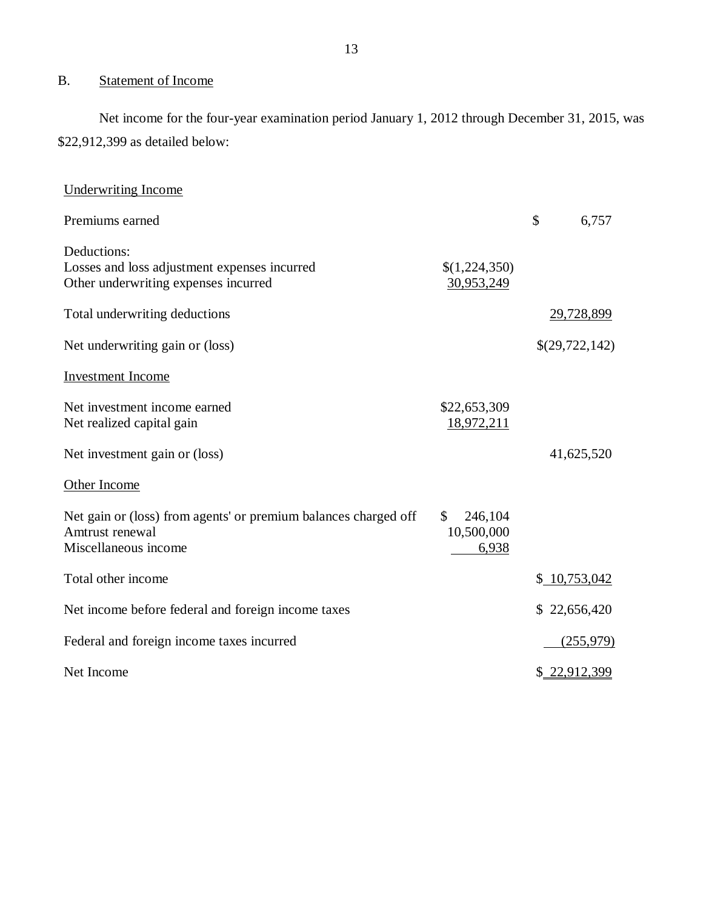## B. Statement of Income

Net income for the four-year examination period January 1, 2012 through December 31, 2015, was $22,912,399 as detailed below:

| | | |
|---|---|---|
| Underwriting Income | | |
| Premiums earned | | $ 6,757 |
| Deductions: | | |
| Losses and loss adjustment expenses incurred | $(1,224,350) | |
| Other underwriting expenses incurred | 30,953,249 | |
| Total underwriting deductions | | 29,728,899 |
| Net underwriting gain or (loss) | | $(29,722,142) |
| Investment Income | | |
| Net investment income earned | $22,653,309 | |
| Net realized capital gain | 18,972,211 | |
| Net investment gain or (loss) | | 41,625,520 |
| Other Income | | |
| Net gain or (loss) from agents' or premium balances charged off | $ 246,104 | |
| Amtrust renewal | 10,500,000 | |
| Miscellaneous income | 6,938 | |
| Total other income | | $ 10,753,042 |
| Net income before federal and foreign income taxes | | $ 22,656,420 |
| Federal and foreign income taxes incurred | | (255,979) |
| Net Income | | $ 22,912,399 |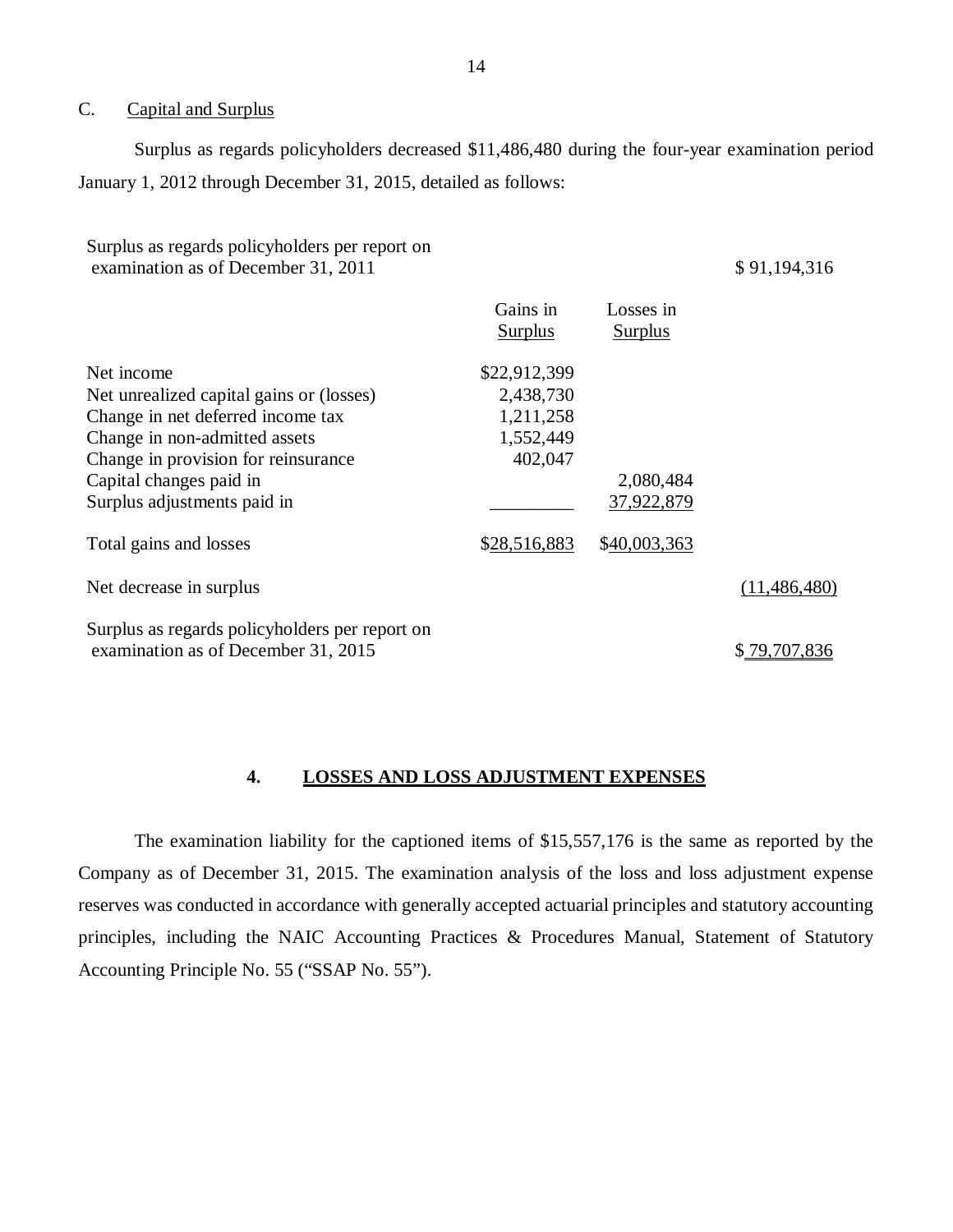## C. Capital and Surplus

Surplus as regards policyholders decreased $11,486,480 during the four-year examination period January 1, 2012 through December 31, 2015, detailed as follows:

| | Gains in Surplus | Losses in Surplus | |
|---|---|---|---|
| Surplus as regards policyholders per report on examination as of December 31, 2011 | | | $ 91,194,316 |
| Net income | $22,912,399 | | |
| Net unrealized capital gains or (losses) | 2,438,730 | | |
| Change in net deferred income tax | 1,211,258 | | |
| Change in non-admitted assets | 1,552,449 | | |
| Change in provision for reinsurance | 402,047 | | |
| Capital changes paid in | | 2,080,484 | |
| Surplus adjustments paid in | | 37,922,879 | |
| Total gains and losses | $28,516,883 | $40,003,363 | |
| Net decrease in surplus | | | (11,486,480) |
| Surplus as regards policyholders per report on examination as of December 31, 2015 | | | $ 79,707,836 |

## 4. LOSSES AND LOSS ADJUSTMENT EXPENSES

The examination liability for the captioned items of $15,557,176 is the same as reported by the Company as of December 31, 2015. The examination analysis of the loss and loss adjustment expense reserves was conducted in accordance with generally accepted actuarial principles and statutory accounting principles, including the NAIC Accounting Practices & Procedures Manual, Statement of Statutory Accounting Principle No. 55 ("SSAP No. 55").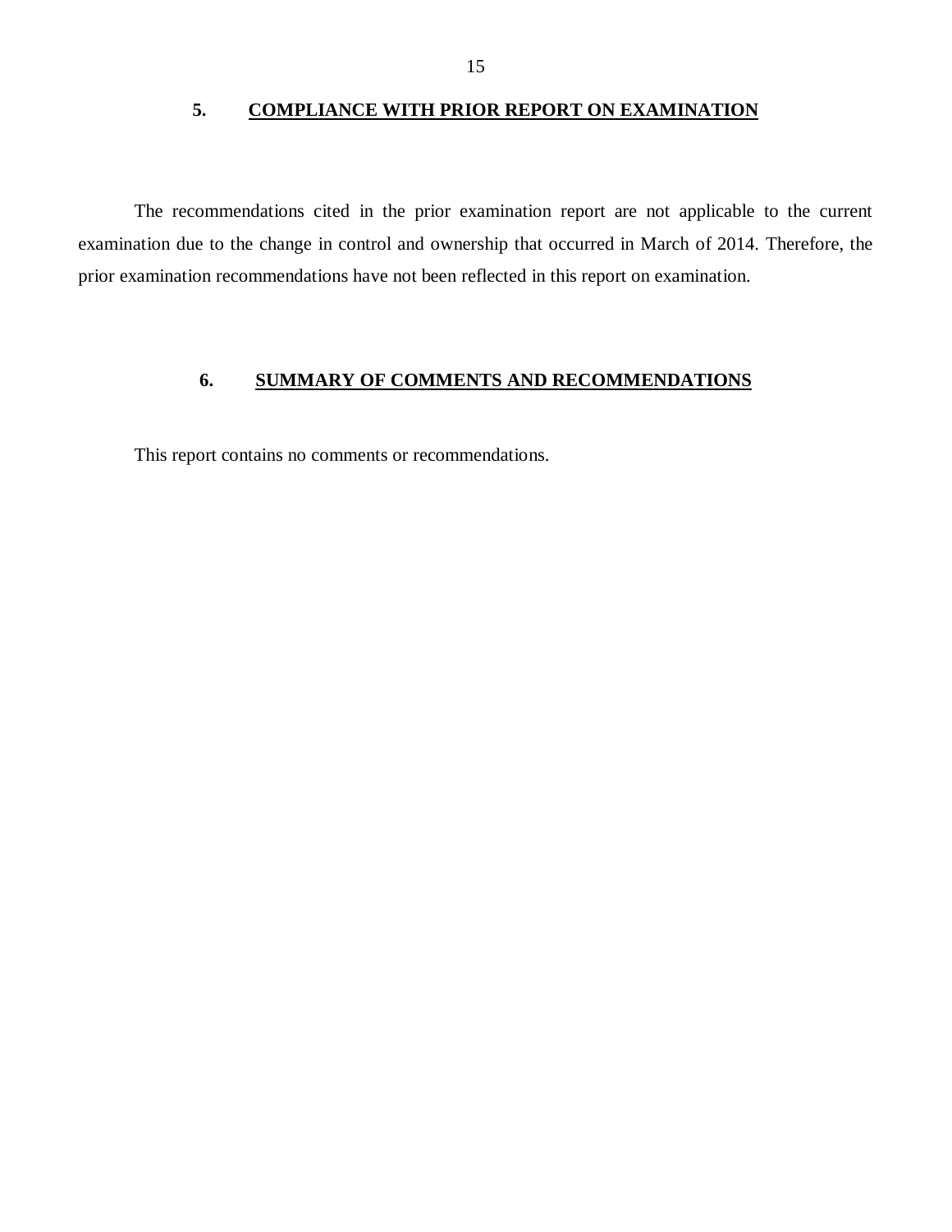## 5. COMPLIANCE WITH PRIOR REPORT ON EXAMINATION

The recommendations cited in the prior examination report are not applicable to the current examination due to the change in control and ownership that occurred in March of 2014. Therefore, the prior examination recommendations have not been reflected in this report on examination.

## 6. SUMMARY OF COMMENTS AND RECOMMENDATIONS

This report contains no comments or recommendations.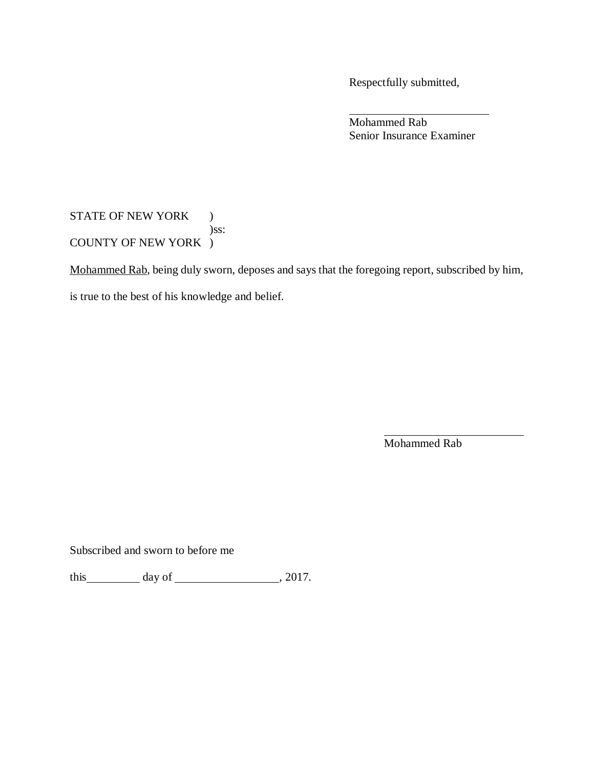Respectfully submitted,

\_\_\_\_\_\_\_\_\_\_\_\_\_\_\_\_\_\_\_\_\_\_\_\_
Mohammed Rab
Senior Insurance Examiner

STATE OF NEW YORK )
)ss:
COUNTY OF NEW YORK )

Mohammed Rab, being duly sworn, deposes and says that the foregoing report, subscribed by him, is true to the best of his knowledge and belief.

\_\_\_\_\_\_\_\_\_\_\_\_\_\_\_\_\_\_\_\_\_\_\_\_
Mohammed Rab

Subscribed and sworn to before me

this \_\_\_\_\_\_\_\_\_ day of \_\_\_\_\_\_\_\_\_\_\_\_\_\_\_\_\_, 2017.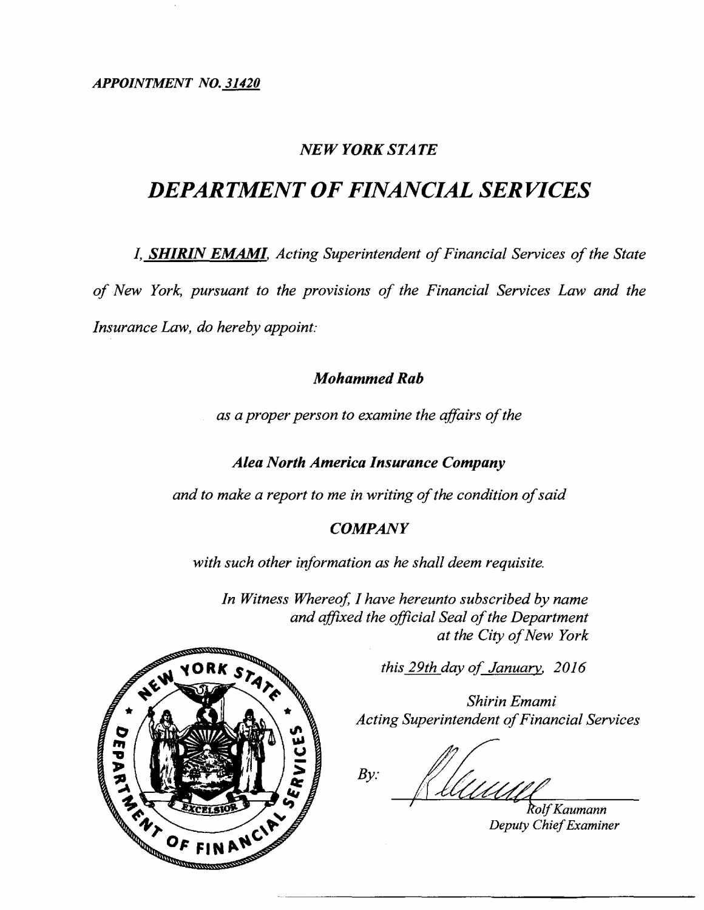*APPOINTMENT NO. 31420*

## *NEW YORK STATE*

# *DEPARTMENT OF FINANCIAL SERVICES*

*I, **SHIRIN EMAMI**, Acting Superintendent of Financial Services of the State of New York, pursuant to the provisions of the Financial Services Law and the Insurance Law, do hereby appoint:*

***Mohammed Rab***

*as a proper person to examine the affairs of the*

***Alea North America Insurance Company***

*and to make a report to me in writing of the condition of said*

***COMPANY***

*with such other information as he shall deem requisite.*

*In Witness Whereof, I have hereunto subscribed by name and affixed the official Seal of the Department at the City of New York*

*this 29th day of January, 2016*

*Shirin Emami*
*Acting Superintendent of Financial Services*

*By:*

*Rolf Kaumann*
*Deputy Chief Examiner*